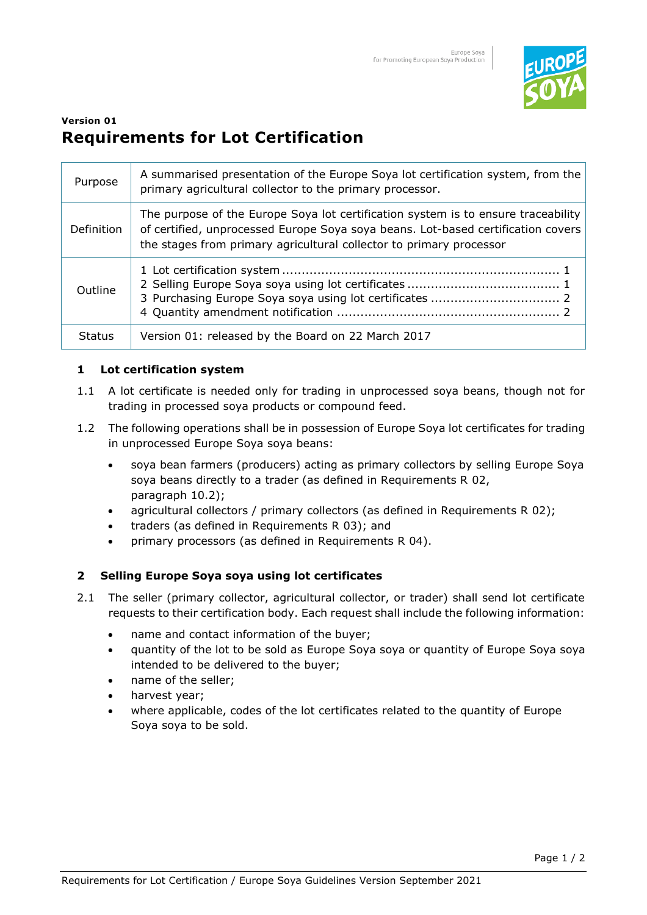**Version 01**

# Requirements for Lot Certification

| | |
|---|---|
| Purpose | A summarised presentation of the Europe Soya lot certification system, from the primary agricultural collector to the primary processor. |
| Definition | The purpose of the Europe Soya lot certification system is to ensure traceability of certified, unprocessed Europe Soya soya beans. Lot-based certification covers the stages from primary agricultural collector to primary processor |
| Outline | 1 Lot certification system ..... 1<br>2 Selling Europe Soya soya using lot certificates ..... 1<br>3 Purchasing Europe Soya soya using lot certificates ..... 2<br>4 Quantity amendment notification ..... 2 |
| Status | Version 01: released by the Board on 22 March 2017 |

## 1 Lot certification system

1.1 A lot certificate is needed only for trading in unprocessed soya beans, though not for trading in processed soya products or compound feed.

1.2 The following operations shall be in possession of Europe Soya lot certificates for trading in unprocessed Europe Soya soya beans:

- soya bean farmers (producers) acting as primary collectors by selling Europe Soya soya beans directly to a trader (as defined in Requirements R 02, paragraph 10.2);
- agricultural collectors / primary collectors (as defined in Requirements R 02);
- traders (as defined in Requirements R 03); and
- primary processors (as defined in Requirements R 04).

## 2 Selling Europe Soya soya using lot certificates

2.1 The seller (primary collector, agricultural collector, or trader) shall send lot certificate requests to their certification body. Each request shall include the following information:

- name and contact information of the buyer;
- quantity of the lot to be sold as Europe Soya soya or quantity of Europe Soya soya intended to be delivered to the buyer;
- name of the seller;
- harvest year;
- where applicable, codes of the lot certificates related to the quantity of Europe Soya soya to be sold.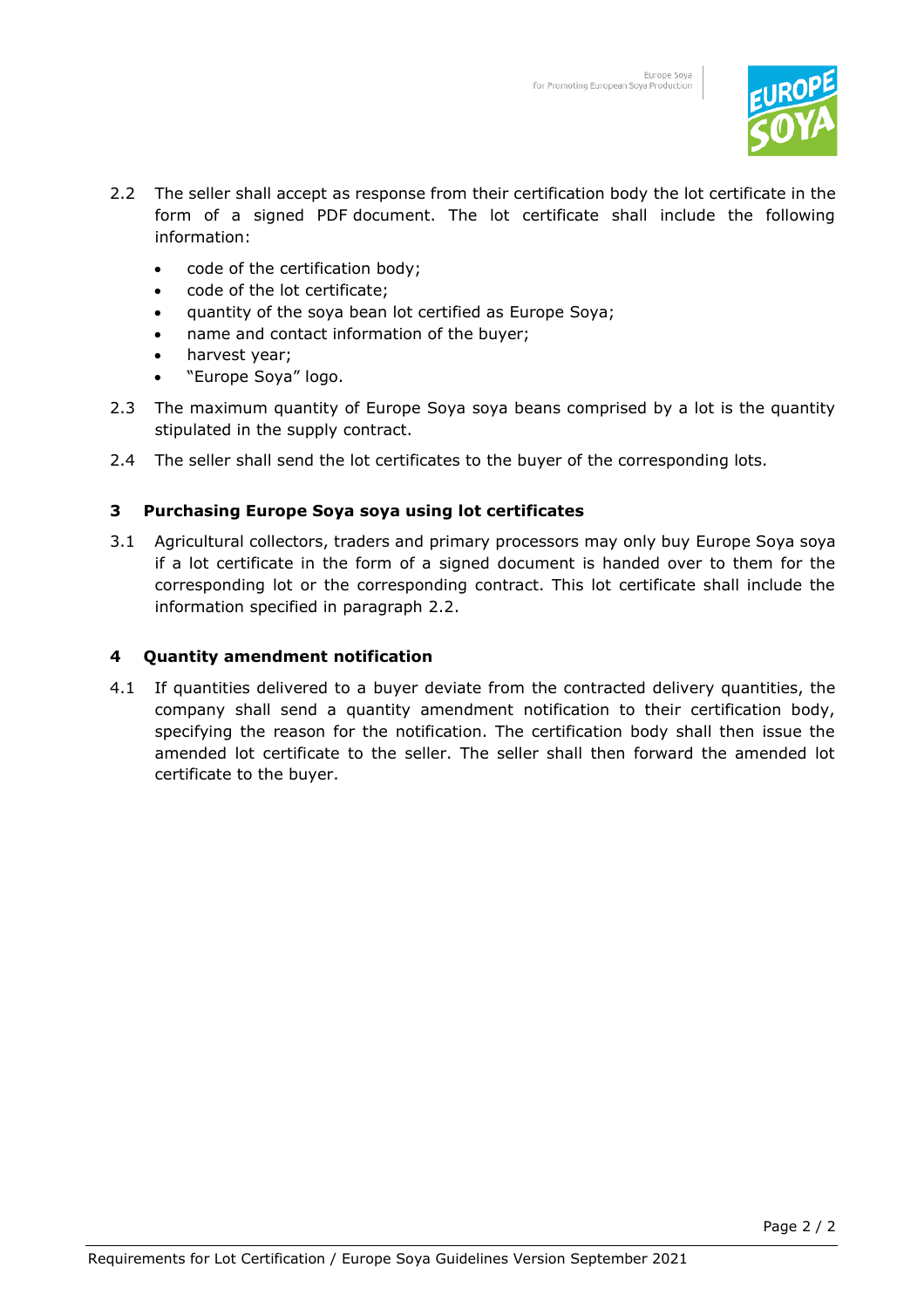2.2 The seller shall accept as response from their certification body the lot certificate in the form of a signed PDF document. The lot certificate shall include the following information:

- code of the certification body;
- code of the lot certificate;
- quantity of the soya bean lot certified as Europe Soya;
- name and contact information of the buyer;
- harvest year;
- "Europe Soya" logo.

2.3 The maximum quantity of Europe Soya soya beans comprised by a lot is the quantity stipulated in the supply contract.

2.4 The seller shall send the lot certificates to the buyer of the corresponding lots.

## 3 Purchasing Europe Soya soya using lot certificates

3.1 Agricultural collectors, traders and primary processors may only buy Europe Soya soya if a lot certificate in the form of a signed document is handed over to them for the corresponding lot or the corresponding contract. This lot certificate shall include the information specified in paragraph 2.2.

## 4 Quantity amendment notification

4.1 If quantities delivered to a buyer deviate from the contracted delivery quantities, the company shall send a quantity amendment notification to their certification body, specifying the reason for the notification. The certification body shall then issue the amended lot certificate to the seller. The seller shall then forward the amended lot certificate to the buyer.